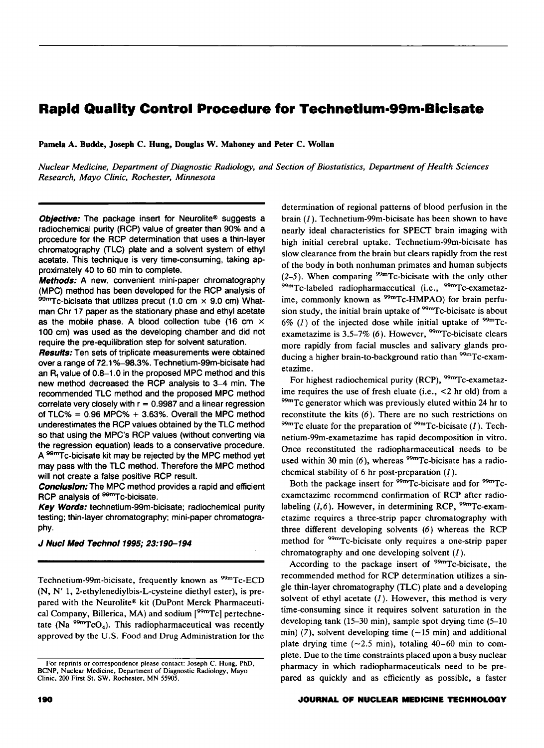# Rapid Quality Control Procedure for Technetium-99m-Bicisate

**Pamela A. Budde, Joseph C. Hung, Douglas W. Mahoney and Peter C. Wollan**

*Nuclear Medicine, Department of Diagnostic Radiology, and Section of Biostatistics, Department of Health Sciences Research, Mayo Clinic, Rochester, Minnesota*

***Objective:*** The package insert for Neurolite® suggests a radiochemical purity (RCP) value of greater than 90% and a procedure for the RCP determination that uses a thin-layer chromatography (TLC) plate and a solvent system of ethyl acetate. This technique is very time-consuming, taking approximately 40 to 60 min to complete.

***Methods:*** A new, convenient mini-paper chromatography (MPC) method has been developed for the RCP analysis of $^{99m}$Tc-bicisate that utilizes precut (1.0 cm × 9.0 cm) Whatman Chr 17 paper as the stationary phase and ethyl acetate as the mobile phase. A blood collection tube (16 cm × 100 cm) was used as the developing chamber and did not require the pre-equilibration step for solvent saturation.

***Results:*** Ten sets of triplicate measurements were obtained over a range of 72.1%–98.3%. Technetium-99m-bicisate had an $R_f$ value of 0.8–1.0 in the proposed MPC method and this new method decreased the RCP analysis to 3–4 min. The recommended TLC method and the proposed MPC method correlate very closely with r = 0.9987 and a linear regression of TLC% = 0.96 MPC% + 3.63%. Overall the MPC method underestimates the RCP values obtained by the TLC method so that using the MPC's RCP values (without converting via the regression equation) leads to a conservative procedure. A $^{99m}$Tc-bicisate kit may be rejected by the MPC method yet may pass with the TLC method. Therefore the MPC method will not create a false positive RCP result.

***Conclusion:*** The MPC method provides a rapid and efficient RCP analysis of $^{99m}$Tc-bicisate.

***Key Words:*** technetium-99m-bicisate; radiochemical purity testing; thin-layer chromatography; mini-paper chromatography.

***J Nucl Med Technol 1995; 23:190–194***

Technetium-99m-bicisate, frequently known as $^{99m}$Tc-ECD (N, N' 1, 2-ethylenediylbis-L-cysteine diethyl ester), is prepared with the Neurolite® kit (DuPont Merck Pharmaceutical Company, Billerica, MA) and sodium [$^{99m}$Tc] pertechnetate (Na $^{99m}TcO_4$). This radiopharmaceutical was recently approved by the U.S. Food and Drug Administration for the determination of regional patterns of blood perfusion in the brain (*1*). Technetium-99m-bicisate has been shown to have nearly ideal characteristics for SPECT brain imaging with high initial cerebral uptake. Technetium-99m-bicisate has slow clearance from the brain but clears rapidly from the rest of the body in both nonhuman primates and human subjects (*2–5*). When comparing $^{99m}$Tc-bicisate with the only other $^{99m}$Tc-labeled radiopharmaceutical (i.e., $^{99m}$Tc-exametazime, commonly known as $^{99m}$Tc-HMPAO) for brain perfusion study, the initial brain uptake of $^{99m}$Tc-bicisate is about 6% (*1*) of the injected dose while initial uptake of $^{99m}$Tc-exametazime is 3.5–7% (*6*). However, $^{99m}$Tc-bicisate clears more rapidly from facial muscles and salivary glands producing a higher brain-to-background ratio than $^{99m}$Tc-exametazime.

For highest radiochemical purity (RCP), $^{99m}$Tc-exametazime requires the use of fresh eluate (i.e., <2 hr old) from a $^{99m}$Tc generator which was previously eluted within 24 hr to reconstitute the kits (*6*). There are no such restrictions on $^{99m}$Tc eluate for the preparation of $^{99m}$Tc-bicisate (*1*). Technetium-99m-exametazime has rapid decomposition in vitro. Once reconstituted the radiopharmaceutical needs to be used within 30 min (*6*), whereas $^{99m}$Tc-bicisate has a radiochemical stability of 6 hr post-preparation (*1*).

Both the package insert for $^{99m}$Tc-bicisate and for $^{99m}$Tc-exametazime recommend confirmation of RCP after radiolabeling (*1,6*). However, in determining RCP, $^{99m}$Tc-exametazime requires a three-strip paper chromatography with three different developing solvents (*6*) whereas the RCP method for $^{99m}$Tc-bicisate only requires a one-strip paper chromatography and one developing solvent (*1*).

According to the package insert of $^{99m}$Tc-bicisate, the recommended method for RCP determination utilizes a single thin-layer chromatography (TLC) plate and a developing solvent of ethyl acetate (*1*). However, this method is very time-consuming since it requires solvent saturation in the developing tank (15–30 min), sample spot drying time (5–10 min) (*7*), solvent developing time (~15 min) and additional plate drying time (~2.5 min), totaling 40–60 min to complete. Due to the time constraints placed upon a busy nuclear pharmacy in which radiopharmaceuticals need to be prepared as quickly and as efficiently as possible, a faster

For reprints or correspondence please contact: Joseph C. Hung, PhD, BCNP, Nuclear Medicine, Department of Diagnostic Radiology, Mayo Clinic, 200 First St. SW, Rochester, MN 55905.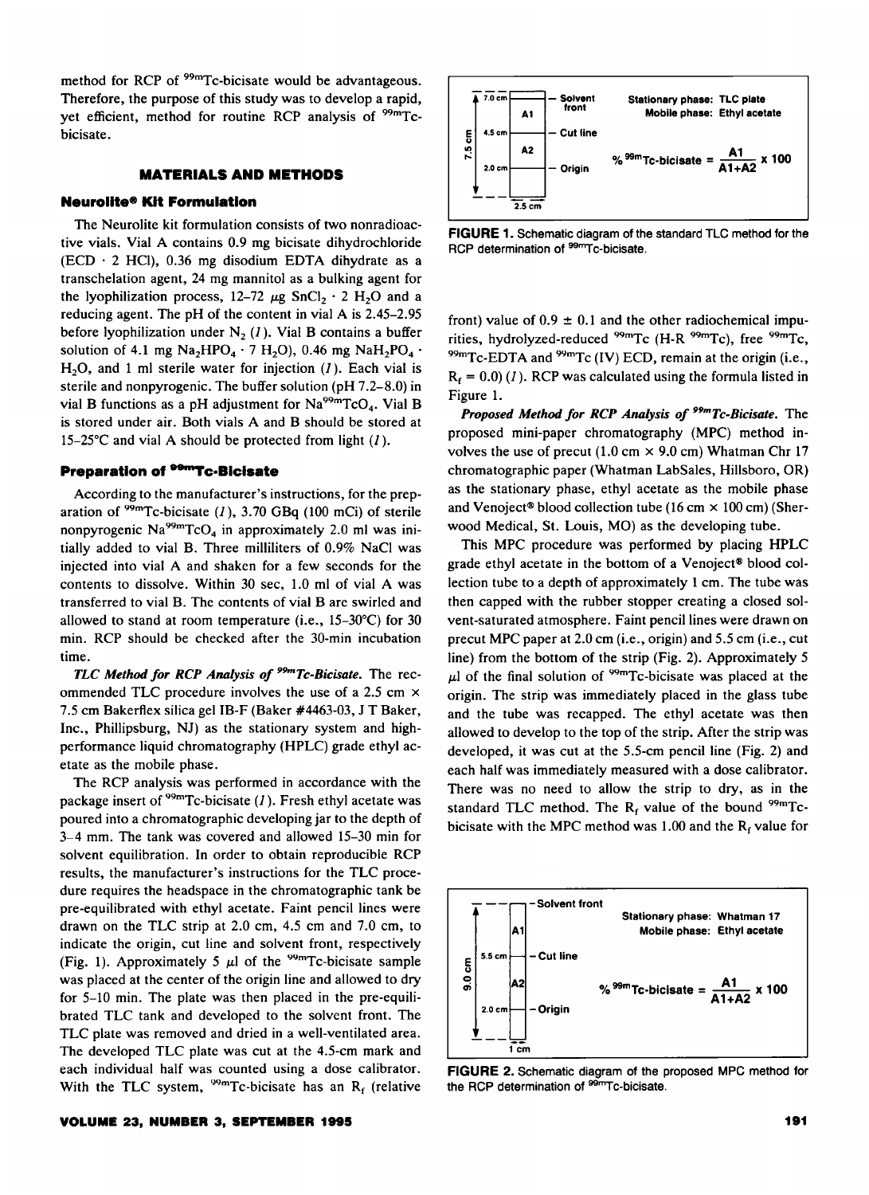method for RCP of $^{99m}$Tc-bicisate would be advantageous. Therefore, the purpose of this study was to develop a rapid, yet efficient, method for routine RCP analysis of $^{99m}$Tc-bicisate.

## MATERIALS AND METHODS

### Neurolite® Kit Formulation

The Neurolite kit formulation consists of two nonradioactive vials. Vial A contains 0.9 mg bicisate dihydrochloride (ECD · 2 HCl), 0.36 mg disodium EDTA dihydrate as a transchelation agent, 24 mg mannitol as a bulking agent for the lyophilization process, 12–72 μg $SnCl_2 \cdot 2\ H_2O$ and a reducing agent. The pH of the content in vial A is 2.45–2.95 before lyophilization under $N_2$ (*1*). Vial B contains a buffer solution of 4.1 mg $Na_2HPO_4 \cdot 7\ H_2O$), 0.46 mg $NaH_2PO_4 \cdot H_2O$, and 1 ml sterile water for injection (*1*). Each vial is sterile and nonpyrogenic. The buffer solution (pH 7.2–8.0) in vial B functions as a pH adjustment for $Na^{99m}TcO_4$. Vial B is stored under air. Both vials A and B should be stored at 15–25°C and vial A should be protected from light (*1*).

### Preparation of $^{99m}$Tc-Bicisate

According to the manufacturer's instructions, for the preparation of $^{99m}$Tc-bicisate (*1*), 3.70 GBq (100 mCi) of sterile nonpyrogenic $Na^{99m}TcO_4$ in approximately 2.0 ml was initially added to vial B. Three milliliters of 0.9% NaCl was injected into vial A and shaken for a few seconds for the contents to dissolve. Within 30 sec, 1.0 ml of vial A was transferred to vial B. The contents of vial B are swirled and allowed to stand at room temperature (i.e., 15–30°C) for 30 min. RCP should be checked after the 30-min incubation time.

*TLC Method for RCP Analysis of $^{99m}$Tc-Bicisate.* The recommended TLC procedure involves the use of a 2.5 cm × 7.5 cm Bakerflex silica gel IB-F (Baker #4463-03, J T Baker, Inc., Phillipsburg, NJ) as the stationary system and high-performance liquid chromatography (HPLC) grade ethyl acetate as the mobile phase.

The RCP analysis was performed in accordance with the package insert of $^{99m}$Tc-bicisate (*1*). Fresh ethyl acetate was poured into a chromatographic developing jar to the depth of 3–4 mm. The tank was covered and allowed 15–30 min for solvent equilibration. In order to obtain reproducible RCP results, the manufacturer's instructions for the TLC procedure requires the headspace in the chromatographic tank be pre-equilibrated with ethyl acetate. Faint pencil lines were drawn on the TLC strip at 2.0 cm, 4.5 cm and 7.0 cm, to indicate the origin, cut line and solvent front, respectively (Fig. 1). Approximately 5 μl of the $^{99m}$Tc-bicisate sample was placed at the center of the origin line and allowed to dry for 5–10 min. The plate was then placed in the pre-equilibrated TLC tank and developed to the solvent front. The TLC plate was removed and dried in a well-ventilated area. The developed TLC plate was cut at the 4.5-cm mark and each individual half was counted using a dose calibrator. With the TLC system, $^{99m}$Tc-bicisate has an $R_f$ (relative front) value of 0.9 ± 0.1 and the other radiochemical impurities, hydrolyzed-reduced $^{99m}$Tc (H-R $^{99m}$Tc), free $^{99m}$Tc, $^{99m}$Tc-EDTA and $^{99m}$Tc (IV) ECD, remain at the origin (i.e., $R_f$ = 0.0) (*1*). RCP was calculated using the formula listed in Figure 1.

7.0 cm – Solvent front; A1; 4.5 cm – Cut line; A2; 2.0 cm – Origin; 7.5 cm; 2.5 cm

Stationary phase: TLC plate
Mobile phase: Ethyl acetate

$$\%\ ^{99m}\text{Tc-bicisate} = \frac{A1}{A1+A2} \times 100$$

**FIGURE 1.** Schematic diagram of the standard TLC method for the RCP determination of $^{99m}$Tc-bicisate.

*Proposed Method for RCP Analysis of $^{99m}$Tc-Bicisate.* The proposed mini-paper chromatography (MPC) method involves the use of precut (1.0 cm × 9.0 cm) Whatman Chr 17 chromatographic paper (Whatman LabSales, Hillsboro, OR) as the stationary phase, ethyl acetate as the mobile phase and Venoject® blood collection tube (16 cm × 100 cm) (Sherwood Medical, St. Louis, MO) as the developing tube.

This MPC procedure was performed by placing HPLC grade ethyl acetate in the bottom of a Venoject® blood collection tube to a depth of approximately 1 cm. The tube was then capped with the rubber stopper creating a closed solvent-saturated atmosphere. Faint pencil lines were drawn on precut MPC paper at 2.0 cm (i.e., origin) and 5.5 cm (i.e., cut line) from the bottom of the strip (Fig. 2). Approximately 5 μl of the final solution of $^{99m}$Tc-bicisate was placed at the origin. The strip was immediately placed in the glass tube and the tube was recapped. The ethyl acetate was then allowed to develop to the top of the strip. After the strip was developed, it was cut at the 5.5-cm pencil line (Fig. 2) and each half was immediately measured with a dose calibrator. There was no need to allow the strip to dry, as in the standard TLC method. The $R_f$ value of the bound $^{99m}$Tc-bicisate with the MPC method was 1.00 and the $R_f$ value for

– Solvent front; A1; 5.5 cm – Cut line; A2; 2.0 cm – Origin; 9.0 cm; 1 cm

Stationary phase: Whatman 17
Mobile phase: Ethyl acetate

$$\%\ ^{99m}\text{Tc-bicisate} = \frac{A1}{A1+A2} \times 100$$

**FIGURE 2.** Schematic diagram of the proposed MPC method for the RCP determination of $^{99m}$Tc-bicisate.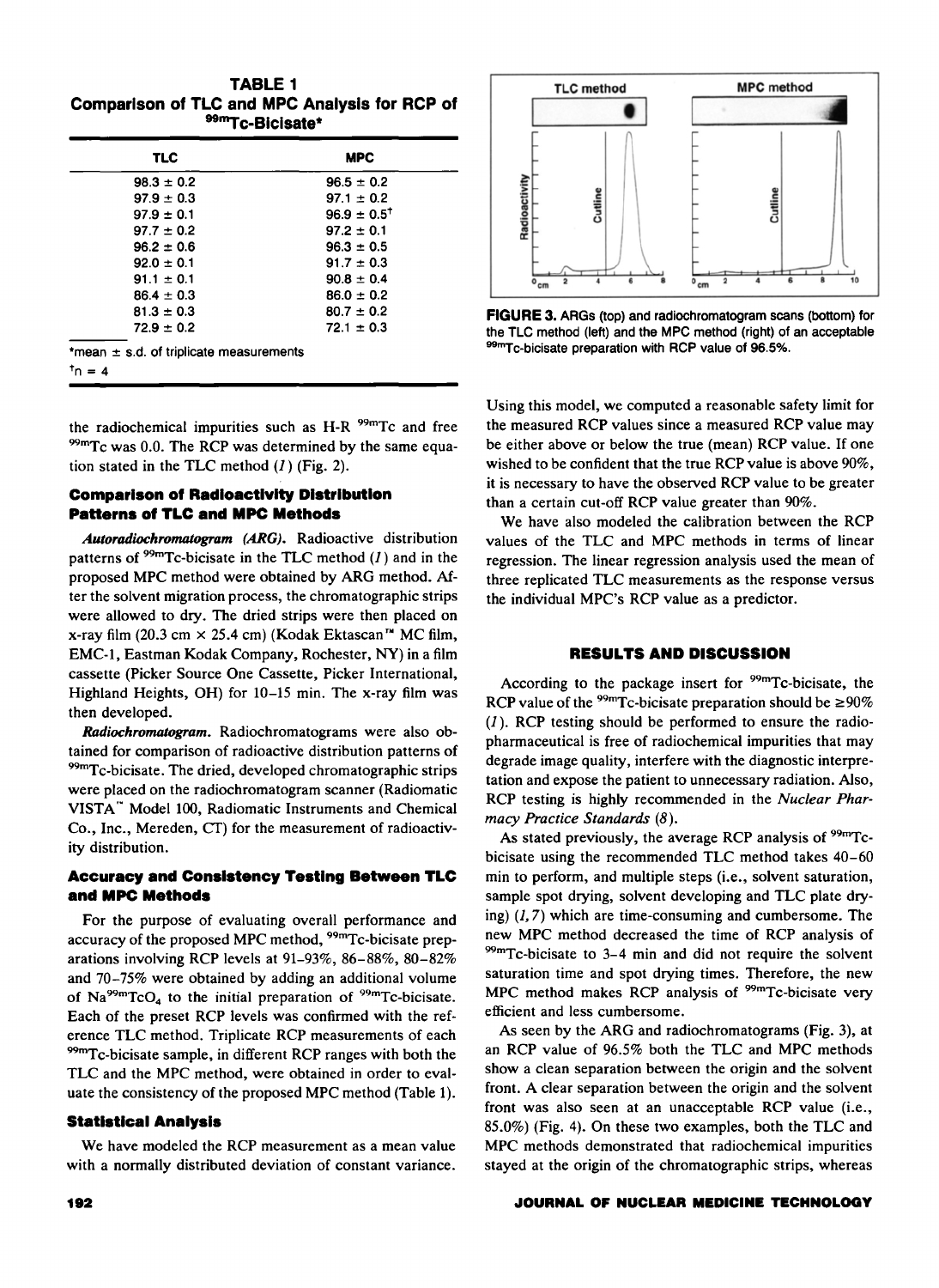**TABLE 1**
**Comparison of TLC and MPC Analysis for RCP of $^{99m}$Tc-Bicisate***

| TLC | MPC |
|---|---|
| 98.3 ± 0.2 | 96.5 ± 0.2 |
| 97.9 ± 0.3 | 97.1 ± 0.2 |
| 97.9 ± 0.1 | 96.9 ± 0.5[†] |
| 97.7 ± 0.2 | 97.2 ± 0.1 |
| 96.2 ± 0.6 | 96.3 ± 0.5 |
| 92.0 ± 0.1 | 91.7 ± 0.3 |
| 91.1 ± 0.1 | 90.8 ± 0.4 |
| 86.4 ± 0.3 | 86.0 ± 0.2 |
| 81.3 ± 0.3 | 80.7 ± 0.2 |
| 72.9 ± 0.2 | 72.1 ± 0.3 |

*mean ± s.d. of triplicate measurements
[†]n = 4

the radiochemical impurities such as H-R $^{99m}$Tc and free $^{99m}$Tc was 0.0. The RCP was determined by the same equation stated in the TLC method (*1*) (Fig. 2).

### Comparison of Radioactivity Distribution Patterns of TLC and MPC Methods

*Autoradiochromatogram (ARG).* Radioactive distribution patterns of $^{99m}$Tc-bicisate in the TLC method (*1*) and in the proposed MPC method were obtained by ARG method. After the solvent migration process, the chromatographic strips were allowed to dry. The dried strips were then placed on x-ray film (20.3 cm × 25.4 cm) (Kodak Ektascan™ MC film, EMC-1, Eastman Kodak Company, Rochester, NY) in a film cassette (Picker Source One Cassette, Picker International, Highland Heights, OH) for 10–15 min. The x-ray film was then developed.

*Radiochromatogram.* Radiochromatograms were also obtained for comparison of radioactive distribution patterns of $^{99m}$Tc-bicisate. The dried, developed chromatographic strips were placed on the radiochromatogram scanner (Radiomatic VISTA™ Model 100, Radiomatic Instruments and Chemical Co., Inc., Mereden, CT) for the measurement of radioactivity distribution.

### Accuracy and Consistency Testing Between TLC and MPC Methods

For the purpose of evaluating overall performance and accuracy of the proposed MPC method, $^{99m}$Tc-bicisate preparations involving RCP levels at 91–93%, 86–88%, 80–82% and 70–75% were obtained by adding an additional volume of Na$^{99m}$TcO$_4$ to the initial preparation of $^{99m}$Tc-bicisate. Each of the preset RCP levels was confirmed with the reference TLC method. Triplicate RCP measurements of each $^{99m}$Tc-bicisate sample, in different RCP ranges with both the TLC and the MPC method, were obtained in order to evaluate the consistency of the proposed MPC method (Table 1).

### Statistical Analysis

We have modeled the RCP measurement as a mean value with a normally distributed deviation of constant variance. Using this model, we computed a reasonable safety limit for the measured RCP values since a measured RCP value may be either above or below the true (mean) RCP value. If one wished to be confident that the true RCP value is above 90%, it is necessary to have the observed RCP value to be greater than a certain cut-off RCP value greater than 90%.

We have also modeled the calibration between the RCP values of the TLC and MPC methods in terms of linear regression. The linear regression analysis used the mean of three replicated TLC measurements as the response versus the individual MPC's RCP value as a predictor.

**FIGURE 3.** ARGs (top) and radiochromatogram scans (bottom) for the TLC method (left) and the MPC method (right) of an acceptable $^{99m}$Tc-bicisate preparation with RCP value of 96.5%.

## RESULTS AND DISCUSSION

According to the package insert for $^{99m}$Tc-bicisate, the RCP value of the $^{99m}$Tc-bicisate preparation should be ≥90% (*1*). RCP testing should be performed to ensure the radiopharmaceutical is free of radiochemical impurities that may degrade image quality, interfere with the diagnostic interpretation and expose the patient to unnecessary radiation. Also, RCP testing is highly recommended in the *Nuclear Pharmacy Practice Standards* (*8*).

As stated previously, the average RCP analysis of $^{99m}$Tc-bicisate using the recommended TLC method takes 40–60 min to perform, and multiple steps (i.e., solvent saturation, sample spot drying, solvent developing and TLC plate drying) (*1,7*) which are time-consuming and cumbersome. The new MPC method decreased the time of RCP analysis of $^{99m}$Tc-bicisate to 3–4 min and did not require the solvent saturation time and spot drying times. Therefore, the new MPC method makes RCP analysis of $^{99m}$Tc-bicisate very efficient and less cumbersome.

As seen by the ARG and radiochromatograms (Fig. 3), at an RCP value of 96.5% both the TLC and MPC methods show a clean separation between the origin and the solvent front. A clear separation between the origin and the solvent front was also seen at an unacceptable RCP value (i.e., 85.0%) (Fig. 4). On these two examples, both the TLC and MPC methods demonstrated that radiochemical impurities stayed at the origin of the chromatographic strips, whereas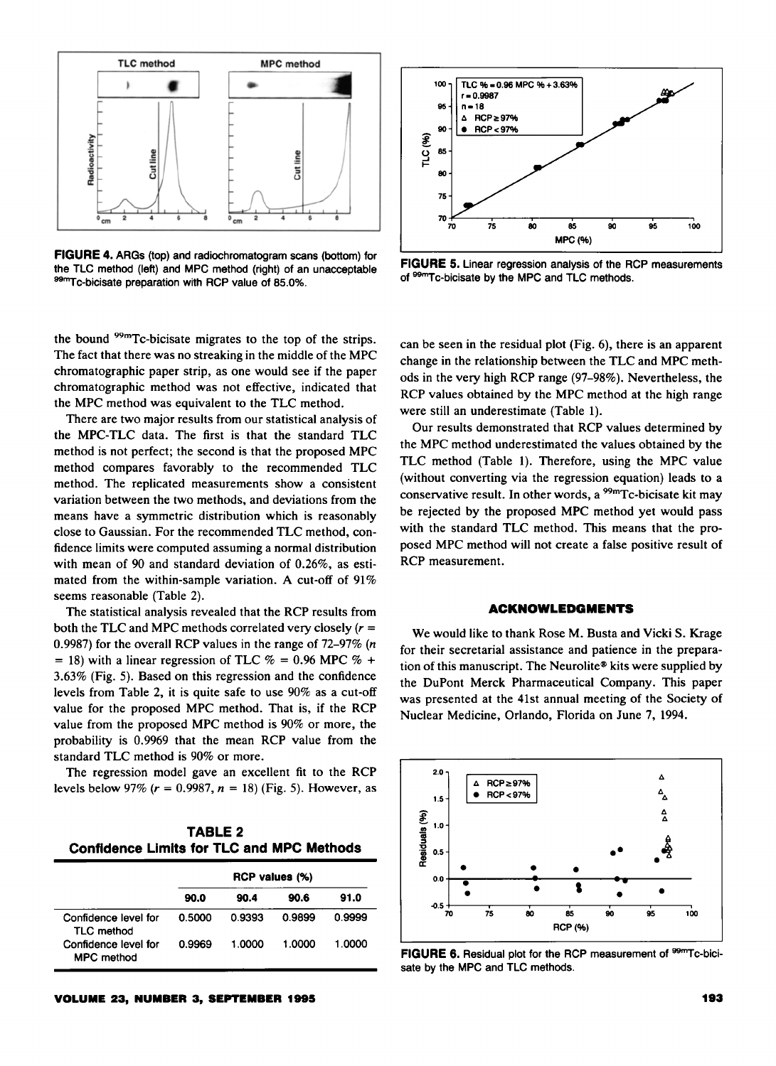**FIGURE 4.** ARGs (top) and radiochromatogram scans (bottom) for the TLC method (left) and MPC method (right) of an unacceptable $^{99m}$Tc-bicisate preparation with RCP value of 85.0%.

**FIGURE 5.** Linear regression analysis of the RCP measurements of $^{99m}$Tc-bicisate by the MPC and TLC methods.

the bound $^{99m}$Tc-bicisate migrates to the top of the strips. The fact that there was no streaking in the middle of the MPC chromatographic paper strip, as one would see if the paper chromatographic method was not effective, indicated that the MPC method was equivalent to the TLC method.

There are two major results from our statistical analysis of the MPC-TLC data. The first is that the standard TLC method is not perfect; the second is that the proposed MPC method compares favorably to the recommended TLC method. The replicated measurements show a consistent variation between the two methods, and deviations from the means have a symmetric distribution which is reasonably close to Gaussian. For the recommended TLC method, confidence limits were computed assuming a normal distribution with mean of 90 and standard deviation of 0.26%, as estimated from the within-sample variation. A cut-off of 91% seems reasonable (Table 2).

The statistical analysis revealed that the RCP results from both the TLC and MPC methods correlated very closely ($r = 0.9987$) for the overall RCP values in the range of 72–97% ($n = 18$) with a linear regression of TLC % = 0.96 MPC % + 3.63% (Fig. 5). Based on this regression and the confidence levels from Table 2, it is quite safe to use 90% as a cut-off value for the proposed MPC method. That is, if the RCP value from the proposed MPC method is 90% or more, the probability is 0.9969 that the mean RCP value from the standard TLC method is 90% or more.

The regression model gave an excellent fit to the RCP levels below 97% ($r = 0.9987$, $n = 18$) (Fig. 5). However, as can be seen in the residual plot (Fig. 6), there is an apparent change in the relationship between the TLC and MPC methods in the very high RCP range (97–98%). Nevertheless, the RCP values obtained by the MPC method at the high range were still an underestimate (Table 1).

Our results demonstrated that RCP values determined by the MPC method underestimated the values obtained by the TLC method (Table 1). Therefore, using the MPC value (without converting via the regression equation) leads to a conservative result. In other words, a $^{99m}$Tc-bicisate kit may be rejected by the proposed MPC method yet would pass with the standard TLC method. This means that the proposed MPC method will not create a false positive result of RCP measurement.

**TABLE 2**
**Confidence Limits for TLC and MPC Methods**

| | RCP values (%) | | | |
|---|---|---|---|---|
| | 90.0 | 90.4 | 90.6 | 91.0 |
| Confidence level for TLC method | 0.5000 | 0.9393 | 0.9899 | 0.9999 |
| Confidence level for MPC method | 0.9969 | 1.0000 | 1.0000 | 1.0000 |

## ACKNOWLEDGMENTS

We would like to thank Rose M. Busta and Vicki S. Krage for their secretarial assistance and patience in the preparation of this manuscript. The Neurolite® kits were supplied by the DuPont Merck Pharmaceutical Company. This paper was presented at the 41st annual meeting of the Society of Nuclear Medicine, Orlando, Florida on June 7, 1994.

**FIGURE 6.** Residual plot for the RCP measurement of $^{99m}$Tc-bicisate by the MPC and TLC methods.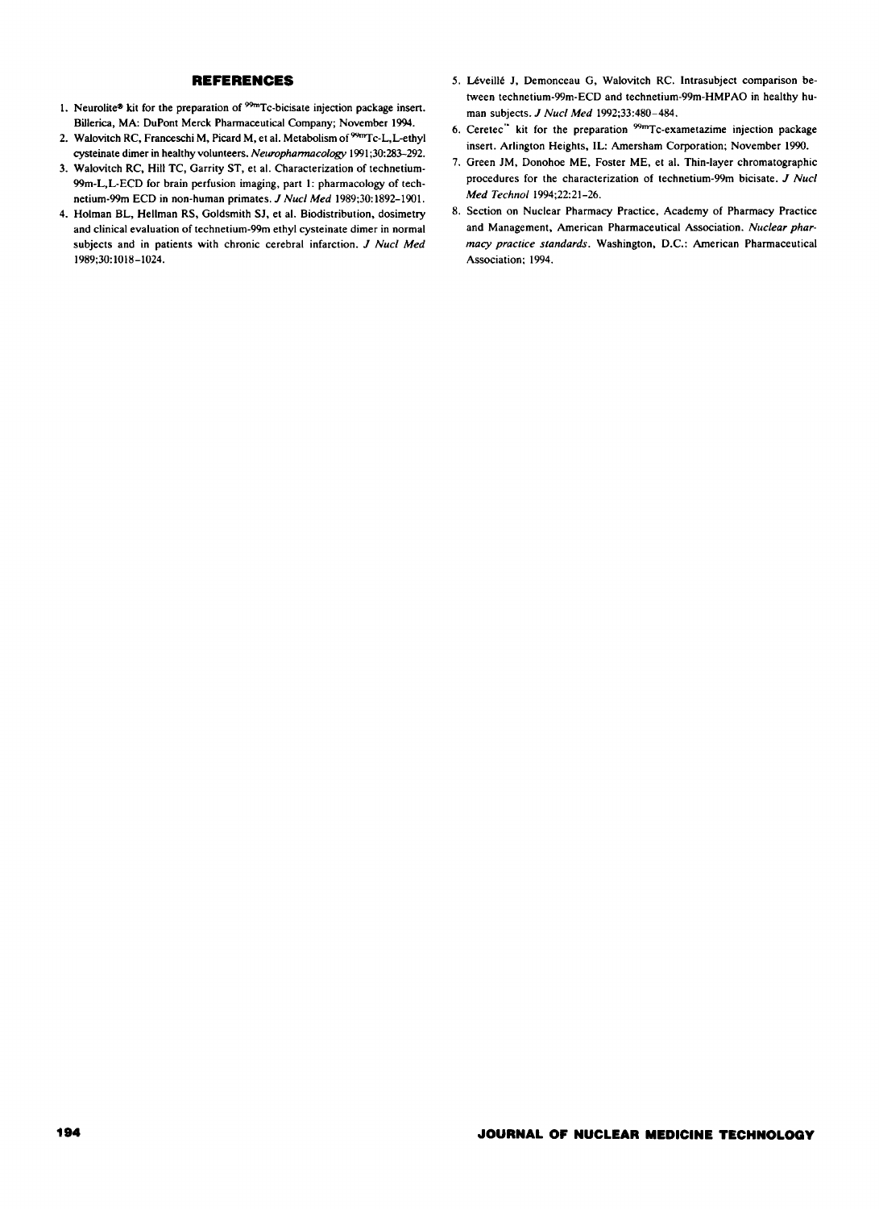## REFERENCES

1. Neurolite® kit for the preparation of $^{99m}$Tc-bicisate injection package insert. Billerica, MA: DuPont Merck Pharmaceutical Company; November 1994.
2. Walovitch RC, Franceschi M, Picard M, et al. Metabolism of $^{99m}$Tc-L,L-ethyl cysteinate dimer in healthy volunteers. *Neuropharmacology* 1991;30:283–292.
3. Walovitch RC, Hill TC, Garrity ST, et al. Characterization of technetium-99m-L,L-ECD for brain perfusion imaging, part 1: pharmacology of technetium-99m ECD in non-human primates. *J Nucl Med* 1989;30:1892–1901.
4. Holman BL, Hellman RS, Goldsmith SJ, et al. Biodistribution, dosimetry and clinical evaluation of technetium-99m ethyl cysteinate dimer in normal subjects and in patients with chronic cerebral infarction. *J Nucl Med* 1989;30:1018–1024.
5. Léveillé J, Demonceau G, Walovitch RC. Intrasubject comparison between technetium-99m-ECD and technetium-99m-HMPAO in healthy human subjects. *J Nucl Med* 1992;33:480–484.
6. Ceretec™ kit for the preparation $^{99m}$Tc-exametazime injection package insert. Arlington Heights, IL: Amersham Corporation; November 1990.
7. Green JM, Donohoe ME, Foster ME, et al. Thin-layer chromatographic procedures for the characterization of technetium-99m bicisate. *J Nucl Med Technol* 1994;22:21–26.
8. Section on Nuclear Pharmacy Practice, Academy of Pharmacy Practice and Management, American Pharmaceutical Association. *Nuclear pharmacy practice standards*. Washington, D.C.: American Pharmaceutical Association; 1994.